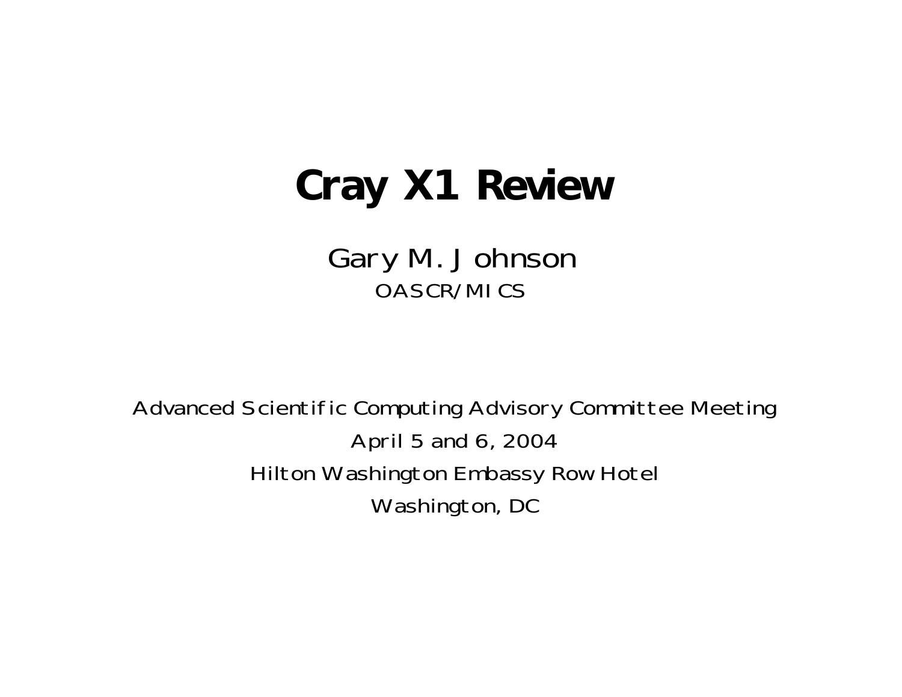# Cray X1 Review

Gary M. Johnson

OASCR/MICS

Advanced Scientific Computing Advisory Committee Meeting

April 5 and 6, 2004

Hilton Washington Embassy Row Hotel

Washington, DC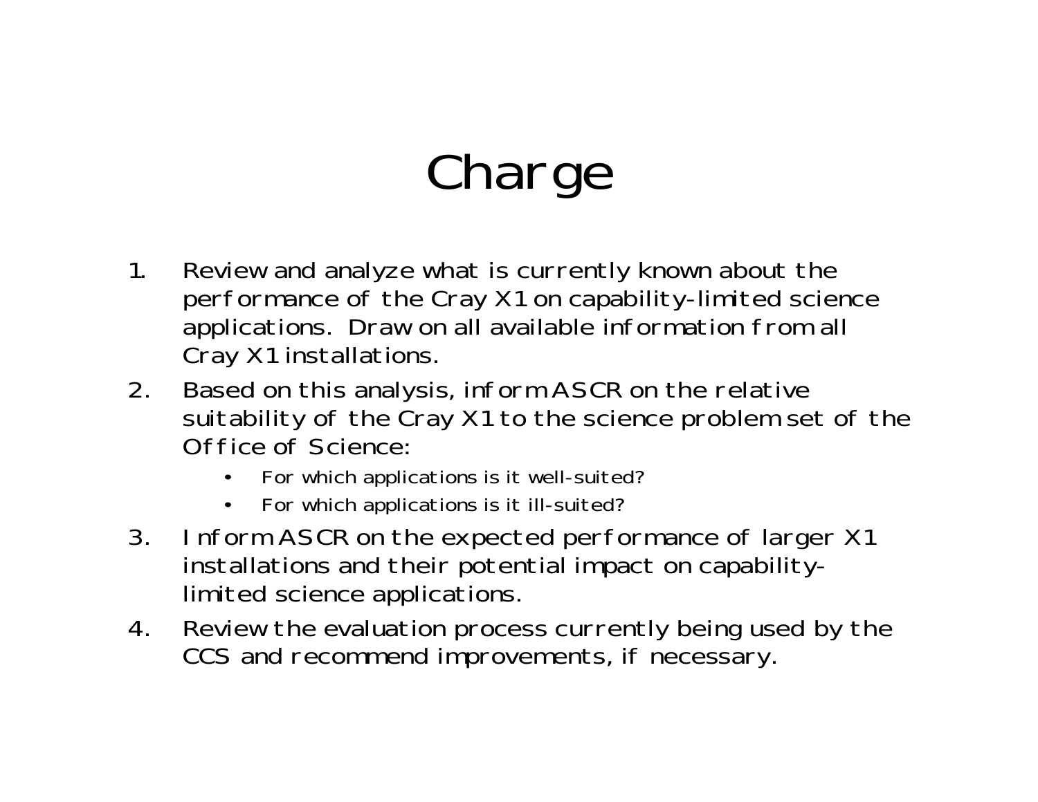# Charge

1. Review and analyze what is currently known about the performance of the Cray X1 on capability-limited science applications. Draw on all available information from all Cray X1 installations.
2. Based on this analysis, inform ASCR on the relative suitability of the Cray X1 to the science problem set of the Office of Science:
   - For which applications is it well-suited?
   - For which applications is it ill-suited?
3. Inform ASCR on the expected performance of larger X1 installations and their potential impact on capability-limited science applications.
4. Review the evaluation process currently being used by the CCS and recommend improvements, if necessary.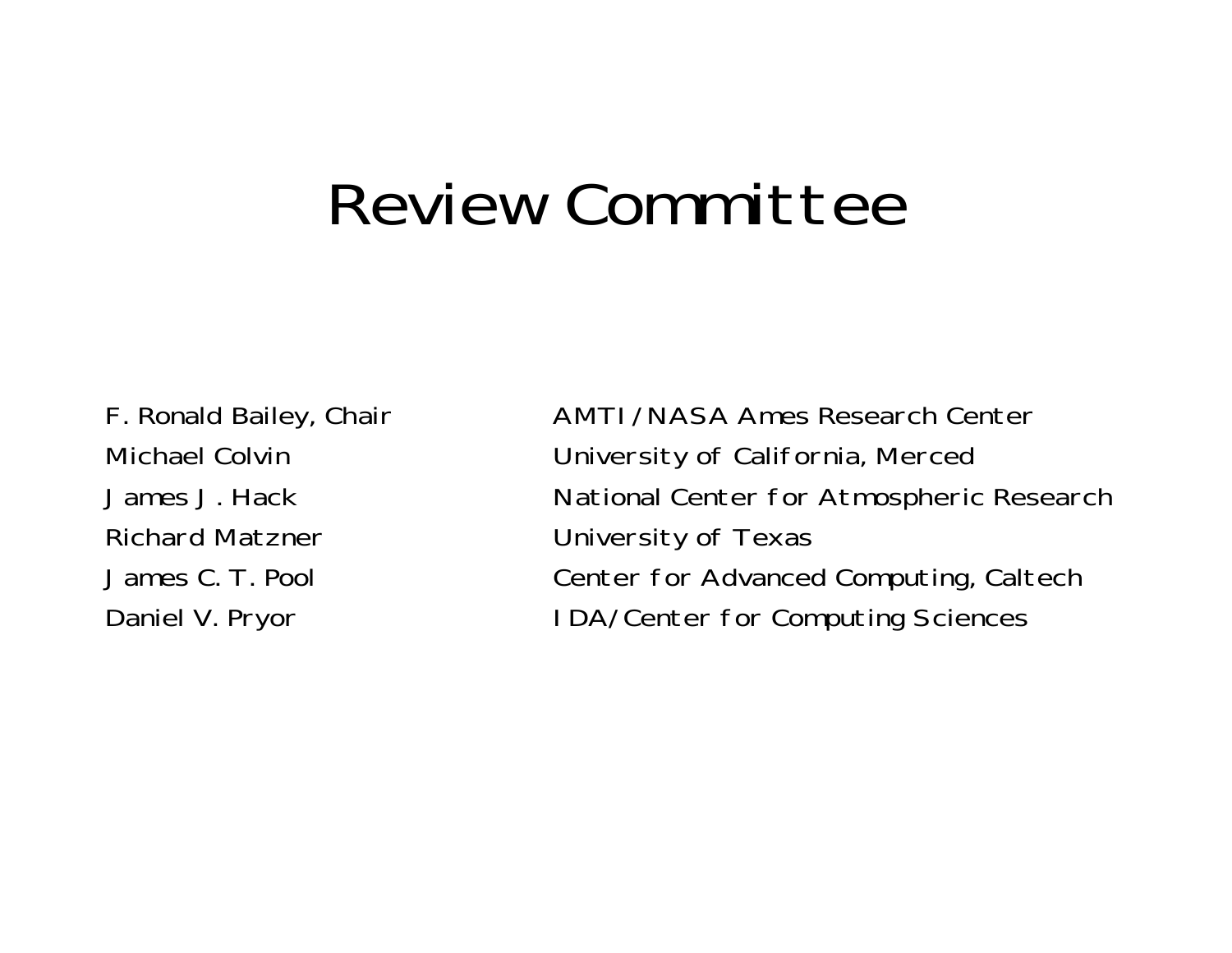# Review Committee

| | |
|---|---|
| F. Ronald Bailey, Chair | AMTI/NASA Ames Research Center |
| Michael Colvin | University of California, Merced |
| James J. Hack | National Center for Atmospheric Research |
| Richard Matzner | University of Texas |
| James C. T. Pool | Center for Advanced Computing, Caltech |
| Daniel V. Pryor | IDA/Center for Computing Sciences |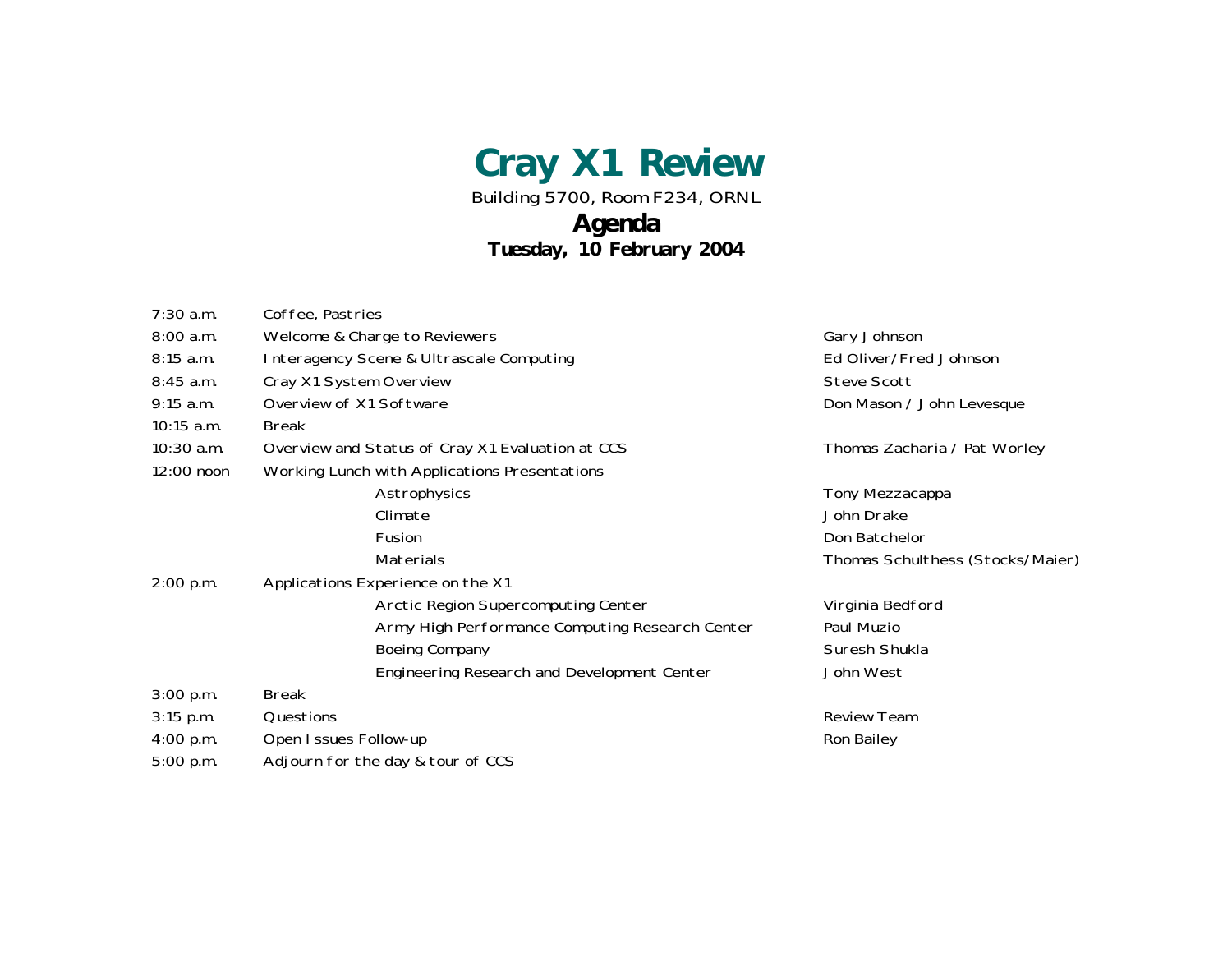# Cray X1 Review

Building 5700, Room F234, ORNL

## Agenda

**Tuesday, 10 February 2004**

| Time | Session | Presenter |
|---|---|---|
| 7:30 a.m. | Coffee, Pastries | |
| 8:00 a.m. | Welcome & Charge to Reviewers | Gary Johnson |
| 8:15 a.m. | Interagency Scene & Ultrascale Computing | Ed Oliver/Fred Johnson |
| 8:45 a.m. | Cray X1 System Overview | Steve Scott |
| 9:15 a.m. | Overview of X1 Software | Don Mason / John Levesque |
| 10:15 a.m. | Break | |
| 10:30 a.m. | Overview and Status of Cray X1 Evaluation at CCS | Thomas Zacharia / Pat Worley |
| 12:00 noon | Working Lunch with Applications Presentations | |
| | Astrophysics | Tony Mezzacappa |
| | Climate | John Drake |
| | Fusion | Don Batchelor |
| | Materials | Thomas Schulthess (Stocks/Maier) |
| 2:00 p.m. | Applications Experience on the X1 | |
| | Arctic Region Supercomputing Center | Virginia Bedford |
| | Army High Performance Computing Research Center | Paul Muzio |
| | Boeing Company | Suresh Shukla |
| | Engineering Research and Development Center | John West |
| 3:00 p.m. | Break | |
| 3:15 p.m. | Questions | Review Team |
| 4:00 p.m. | Open Issues Follow-up | Ron Bailey |
| 5:00 p.m. | Adjourn for the day & tour of CCS | |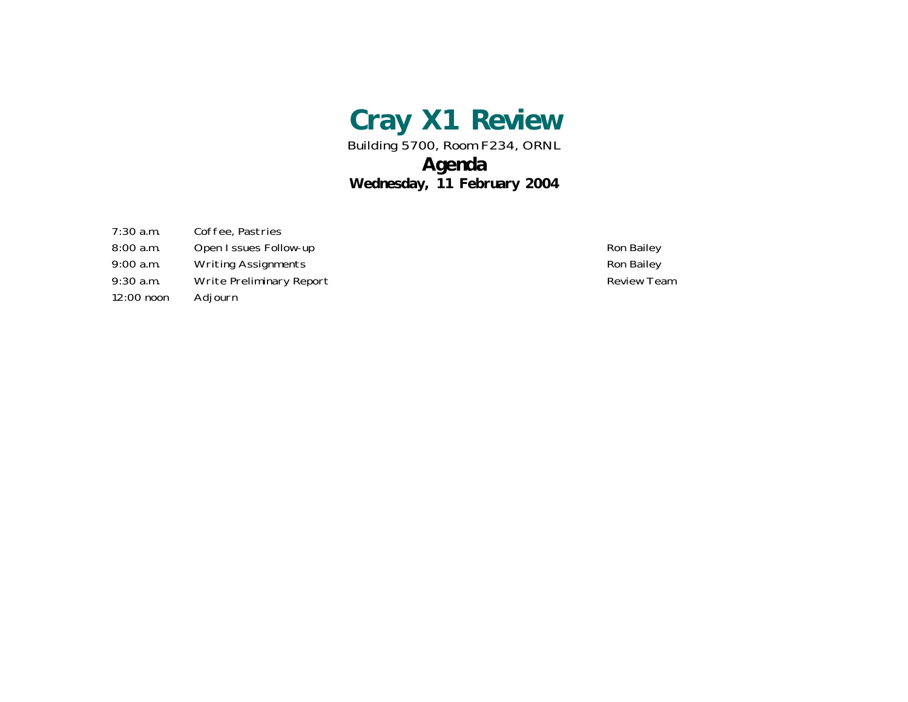# Cray X1 Review

Building 5700, Room F234, ORNL

## Agenda

**Wednesday, 11 February 2004**

| | | |
|---|---|---|
| 7:30 a.m. | Coffee, Pastries | |
| 8:00 a.m. | Open Issues Follow-up | Ron Bailey |
| 9:00 a.m. | Writing Assignments | Ron Bailey |
| 9:30 a.m. | Write Preliminary Report | Review Team |
| 12:00 noon | Adjourn | |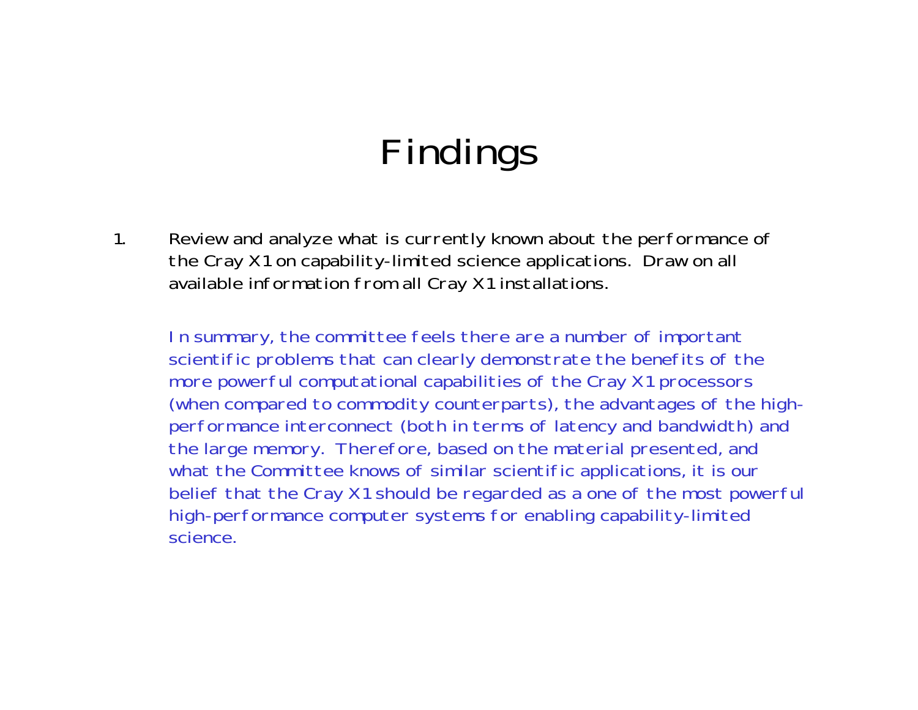# Findings

1. Review and analyze what is currently known about the performance of the Cray X1 on capability-limited science applications. Draw on all available information from all Cray X1 installations.

   In summary, the committee feels there are a number of important scientific problems that can clearly demonstrate the benefits of the more powerful computational capabilities of the Cray X1 processors (when compared to commodity counterparts), the advantages of the high-performance interconnect (both in terms of latency and bandwidth) and the large memory. Therefore, based on the material presented, and what the Committee knows of similar scientific applications, it is our belief that the Cray X1 should be regarded as a one of the most powerful high-performance computer systems for enabling capability-limited science.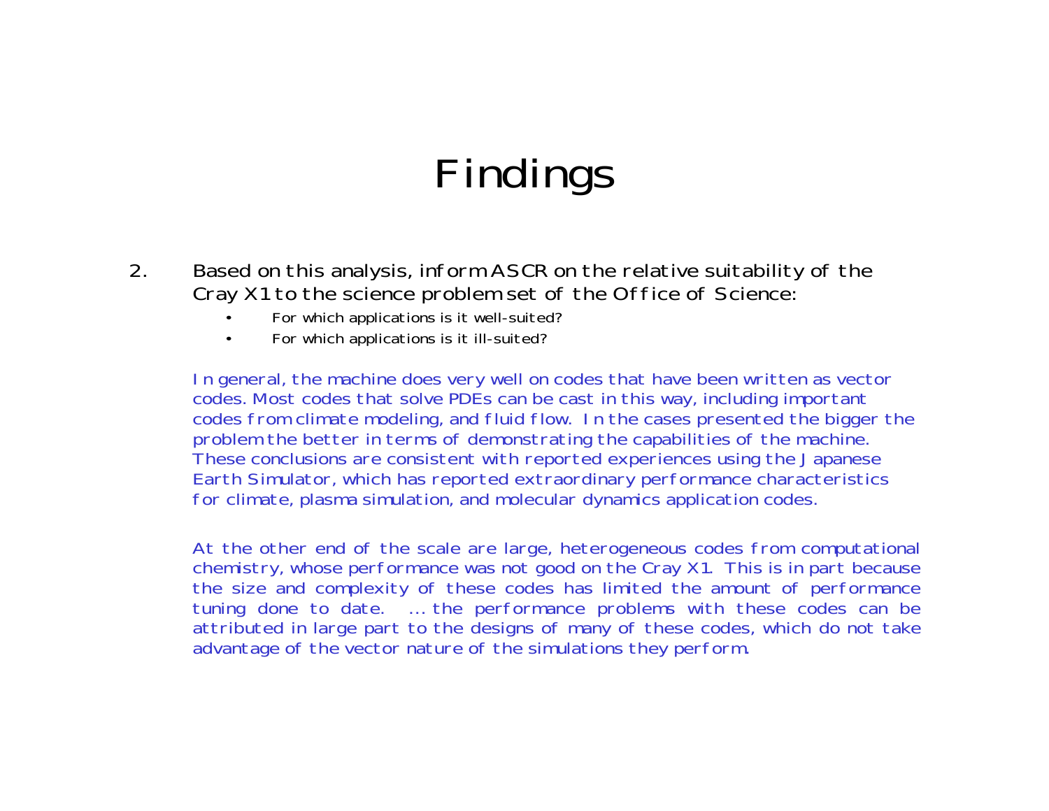# Findings

2. Based on this analysis, inform ASCR on the relative suitability of the Cray X1 to the science problem set of the Office of Science:
   - For which applications is it well-suited?
   - For which applications is it ill-suited?

   In general, the machine does very well on codes that have been written as vector codes. Most codes that solve PDEs can be cast in this way, including important codes from climate modeling, and fluid flow. In the cases presented the bigger the problem the better in terms of demonstrating the capabilities of the machine. These conclusions are consistent with reported experiences using the Japanese Earth Simulator, which has reported extraordinary performance characteristics for climate, plasma simulation, and molecular dynamics application codes.

   At the other end of the scale are large, heterogeneous codes from computational chemistry, whose performance was not good on the Cray X1. This is in part because the size and complexity of these codes has limited the amount of performance tuning done to date. ... the performance problems with these codes can be attributed in large part to the designs of many of these codes, which do not take advantage of the vector nature of the simulations they perform.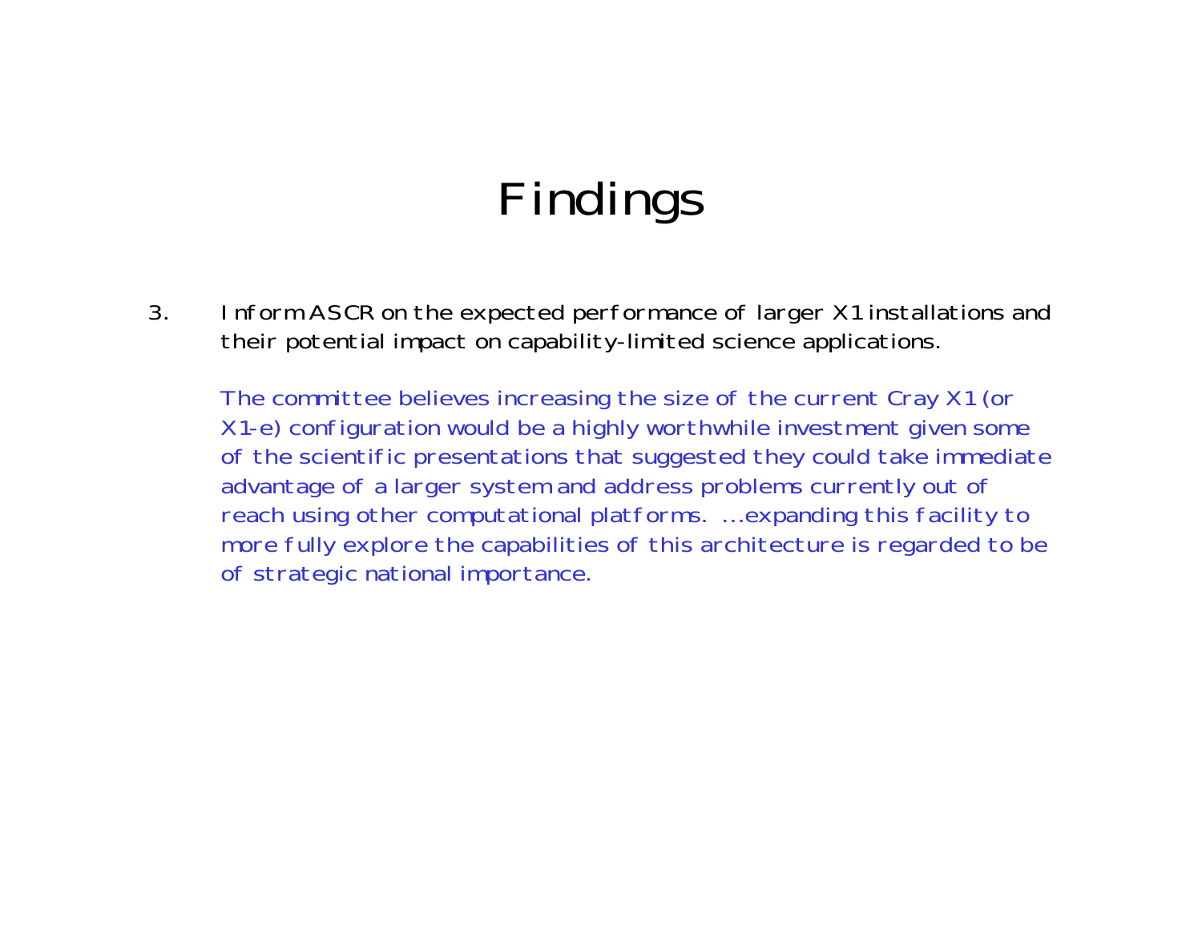# Findings

3. Inform ASCR on the expected performance of larger X1 installations and their potential impact on capability-limited science applications.

   The committee believes increasing the size of the current Cray X1 (or X1-e) configuration would be a highly worthwhile investment given some of the scientific presentations that suggested they could take immediate advantage of a larger system and address problems currently out of reach using other computational platforms. …expanding this facility to more fully explore the capabilities of this architecture is regarded to be of strategic national importance.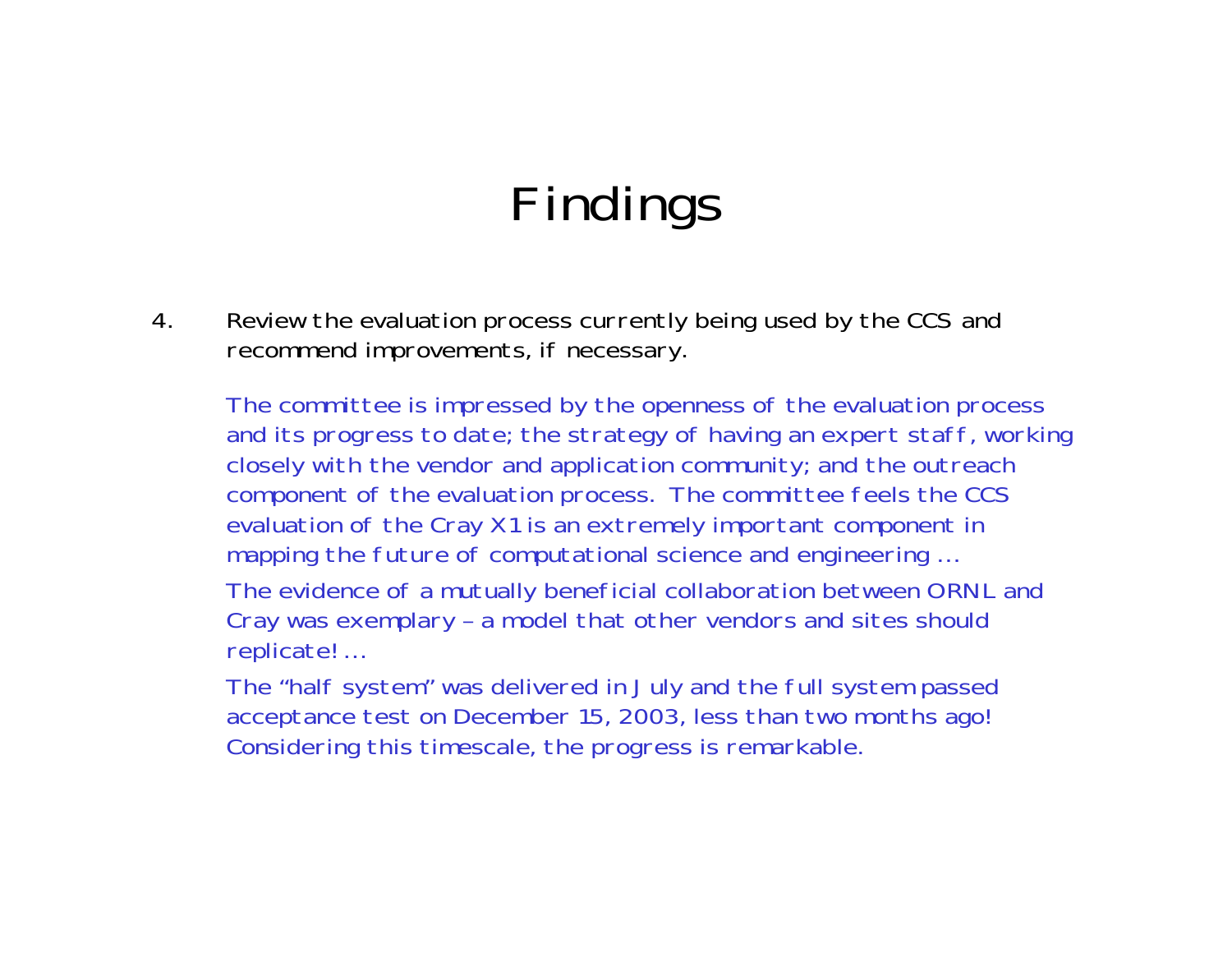# Findings

4. Review the evaluation process currently being used by the CCS and recommend improvements, if necessary.

   The committee is impressed by the openness of the evaluation process and its progress to date; the strategy of having an expert staff, working closely with the vendor and application community; and the outreach component of the evaluation process. The committee feels the CCS evaluation of the Cray X1 is an extremely important component in mapping the future of computational science and engineering …

   The evidence of a mutually beneficial collaboration between ORNL and Cray was exemplary – a model that other vendors and sites should replicate! …

   The "half system" was delivered in July and the full system passed acceptance test on December 15, 2003, less than two months ago! Considering this timescale, the progress is remarkable.